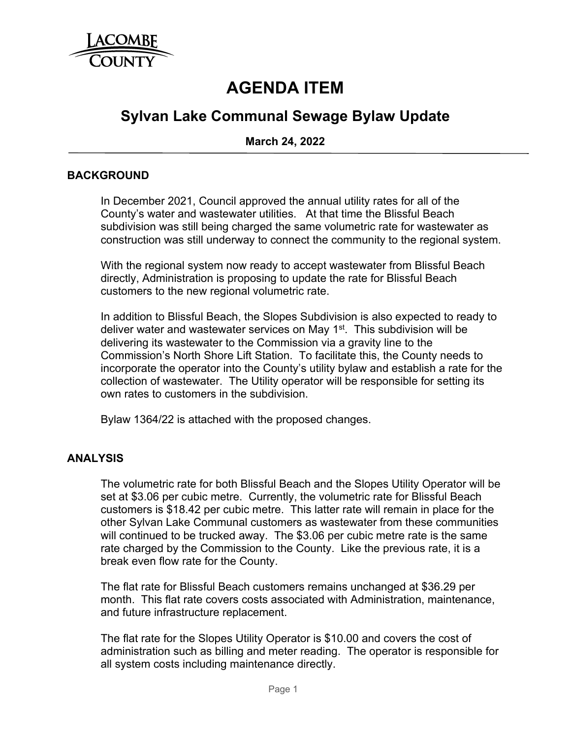# AGENDA ITEM

## Sylvan Lake Communal Sewage Bylaw Update

**March 24, 2022**

### BACKGROUND

In December 2021, Council approved the annual utility rates for all of the County's water and wastewater utilities. At that time the Blissful Beach subdivision was still being charged the same volumetric rate for wastewater as construction was still underway to connect the community to the regional system.

With the regional system now ready to accept wastewater from Blissful Beach directly, Administration is proposing to update the rate for Blissful Beach customers to the new regional volumetric rate.

In addition to Blissful Beach, the Slopes Subdivision is also expected to ready to deliver water and wastewater services on May 1st. This subdivision will be delivering its wastewater to the Commission via a gravity line to the Commission's North Shore Lift Station. To facilitate this, the County needs to incorporate the operator into the County's utility bylaw and establish a rate for the collection of wastewater. The Utility operator will be responsible for setting its own rates to customers in the subdivision.

Bylaw 1364/22 is attached with the proposed changes.

### ANALYSIS

The volumetric rate for both Blissful Beach and the Slopes Utility Operator will be set at $3.06 per cubic metre. Currently, the volumetric rate for Blissful Beach customers is $18.42 per cubic metre. This latter rate will remain in place for the other Sylvan Lake Communal customers as wastewater from these communities will continued to be trucked away. The $3.06 per cubic metre rate is the same rate charged by the Commission to the County. Like the previous rate, it is a break even flow rate for the County.

The flat rate for Blissful Beach customers remains unchanged at $36.29 per month. This flat rate covers costs associated with Administration, maintenance, and future infrastructure replacement.

The flat rate for the Slopes Utility Operator is $10.00 and covers the cost of administration such as billing and meter reading. The operator is responsible for all system costs including maintenance directly.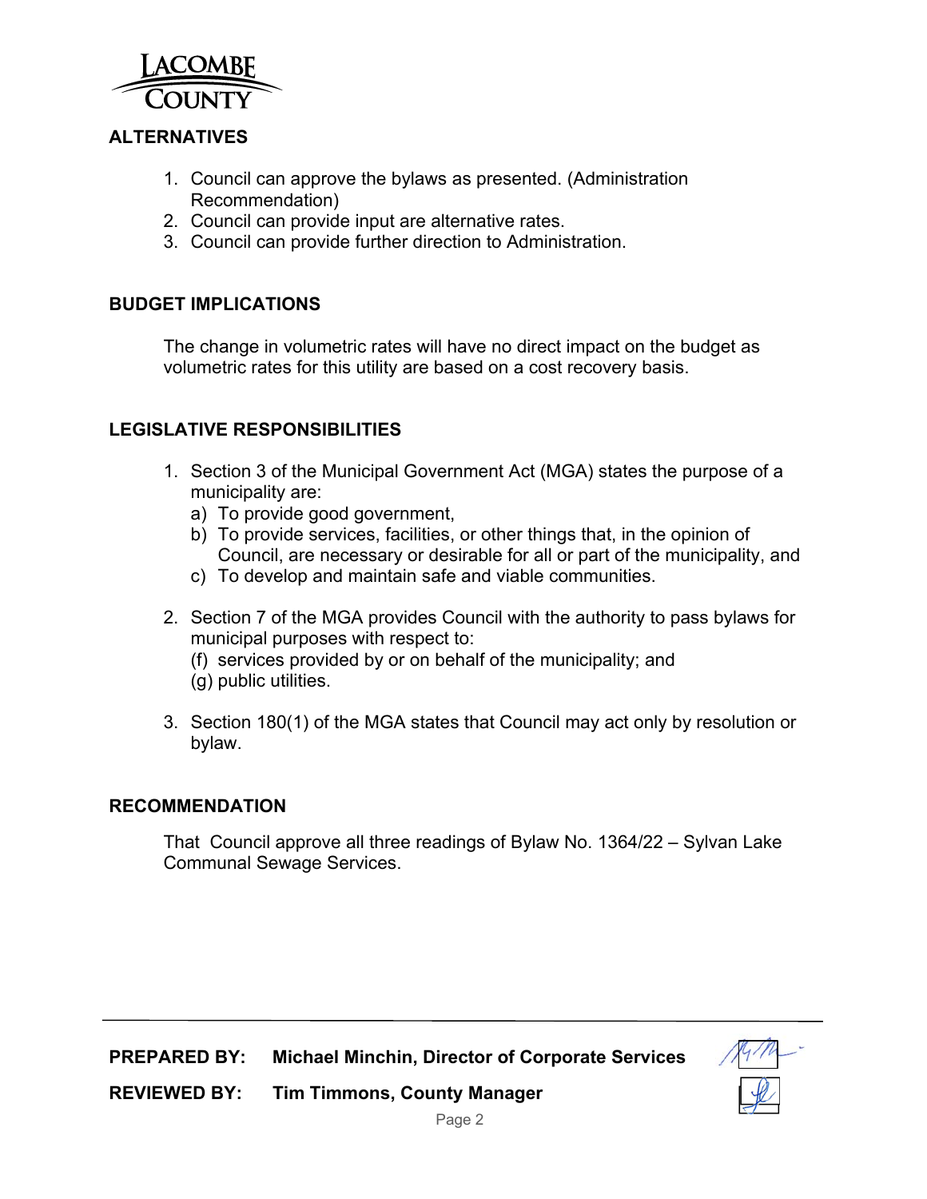## ALTERNATIVES

1. Council can approve the bylaws as presented. (Administration Recommendation)
2. Council can provide input are alternative rates.
3. Council can provide further direction to Administration.

## BUDGET IMPLICATIONS

The change in volumetric rates will have no direct impact on the budget as volumetric rates for this utility are based on a cost recovery basis.

## LEGISLATIVE RESPONSIBILITIES

1. Section 3 of the Municipal Government Act (MGA) states the purpose of a municipality are:
   a) To provide good government,
   b) To provide services, facilities, or other things that, in the opinion of Council, are necessary or desirable for all or part of the municipality, and
   c) To develop and maintain safe and viable communities.
2. Section 7 of the MGA provides Council with the authority to pass bylaws for municipal purposes with respect to:
   (f) services provided by or on behalf of the municipality; and
   (g) public utilities.
3. Section 180(1) of the MGA states that Council may act only by resolution or bylaw.

## RECOMMENDATION

That Council approve all three readings of Bylaw No. 1364/22 – Sylvan Lake Communal Sewage Services.

---

**PREPARED BY:** **Michael Minchin, Director of Corporate Services**

**REVIEWED BY:** **Tim Timmons, County Manager**